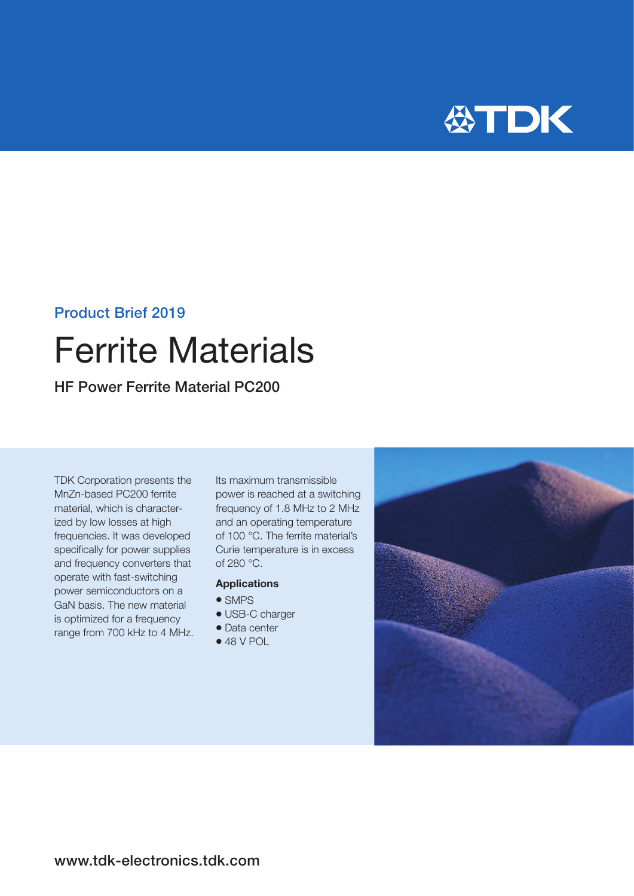Product Brief 2019

# Ferrite Materials

## HF Power Ferrite Material PC200

TDK Corporation presents the MnZn-based PC200 ferrite material, which is characterized by low losses at high frequencies. It was developed specifically for power supplies and frequency converters that operate with fast-switching power semiconductors on a GaN basis. The new material is optimized for a frequency range from 700 kHz to 4 MHz.

Its maximum transmissible power is reached at a switching frequency of 1.8 MHz to 2 MHz and an operating temperature of 100 °C. The ferrite material's Curie temperature is in excess of 280 °C.

**Applications**

- SMPS
- USB-C charger
- Data center
- 48 V POL

www.tdk-electronics.tdk.com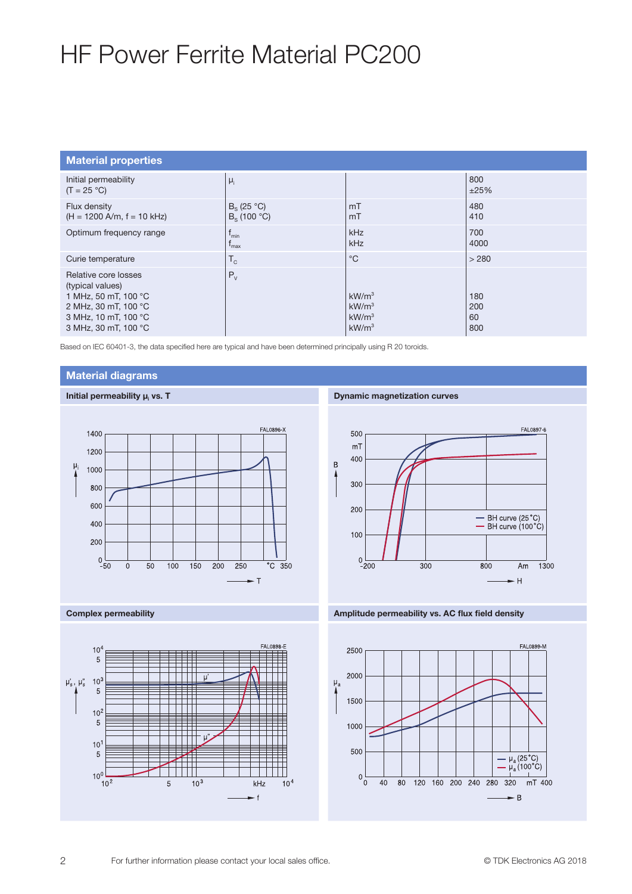# HF Power Ferrite Material PC200

## Material properties

| | | | |
|---|---|---|---|
| Initial permeability<br>(T = 25 °C) | $\mu_i$ | | 800<br>±25% |
| Flux density<br>(H = 1200 A/m, f = 10 kHz) | $B_S$ (25 °C)<br>$B_S$ (100 °C) | mT<br>mT | 480<br>410 |
| Optimum frequency range | $f_{min}$<br>$f_{max}$ | kHz<br>kHz | 700<br>4000 |
| Curie temperature | $T_C$ | °C | > 280 |
| Relative core losses<br>(typical values)<br>1 MHz, 50 mT, 100 °C<br>2 MHz, 30 mT, 100 °C<br>3 MHz, 10 mT, 100 °C<br>3 MHz, 30 mT, 100 °C | $P_V$ | <br><br>kW/m³<br>kW/m³<br>kW/m³<br>kW/m³ | <br><br>180<br>200<br>60<br>800 |

Based on IEC 60401-3, the data specified here are typical and have been determined principally using R 20 toroids.

## Material diagrams

### Initial permeability $\mu_i$ vs. T

### Dynamic magnetization curves

### Complex permeability

### Amplitude permeability vs. AC flux field density

For further information please contact your local sales office.

© TDK Electronics AG 2018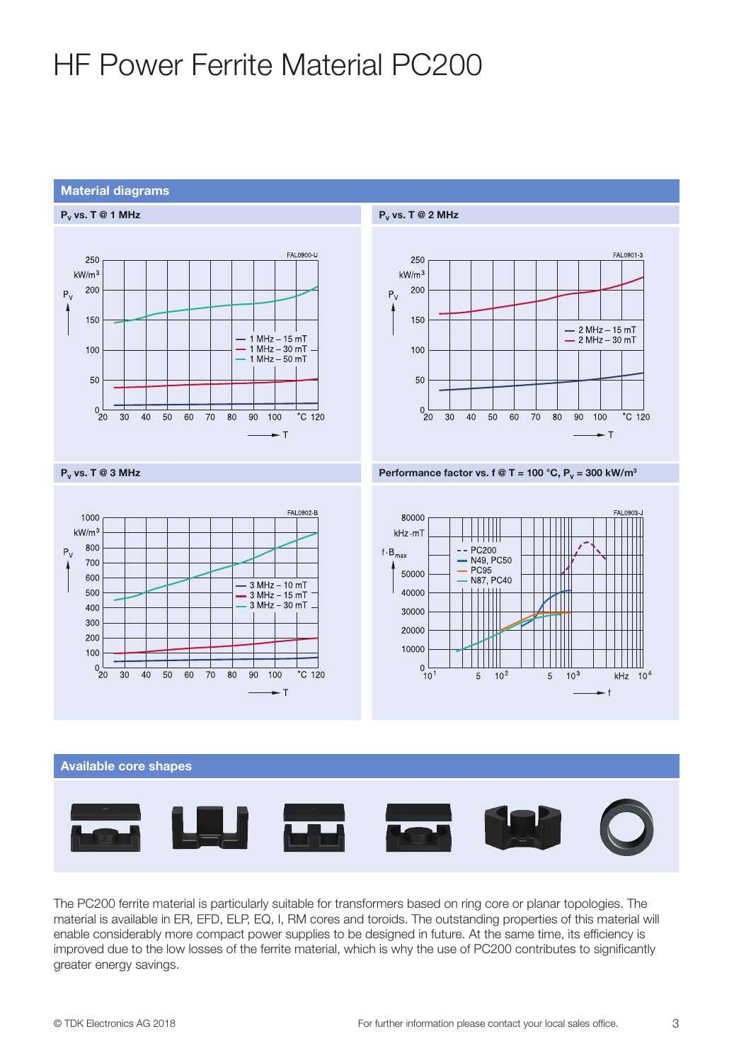# HF Power Ferrite Material PC200

## Material diagrams

### $P_V$ vs. T @ 1 MHz

FAL0900-U

$P_V$ (kW/m³): 0, 50, 100, 150, 200, 250

T (°C): 20, 30, 40, 50, 60, 70, 80, 90, 100, 120

- 1 MHz – 15 mT
- 1 MHz – 30 mT
- 1 MHz – 50 mT

### $P_V$ vs. T @ 2 MHz

FAL0901-3

$P_V$ (kW/m³): 0, 50, 100, 150, 200, 250

T (°C): 20, 30, 40, 50, 60, 70, 80, 90, 100, 120

- 2 MHz – 15 mT
- 2 MHz – 30 mT

### $P_V$ vs. T @ 3 MHz

FAL0902-B

$P_V$ (kW/m³): 0, 100, 200, 300, 400, 500, 600, 700, 800, 1000

T (°C): 20, 30, 40, 50, 60, 70, 80, 90, 100, 120

- 3 MHz – 10 mT
- 3 MHz – 15 mT
- 3 MHz – 30 mT

### Performance factor vs. f @ T = 100 °C, $P_V$ = 300 kW/m³

FAL0903-J

$f \cdot B_{max}$ (kHz·mT): 0, 10000, 20000, 30000, 40000, 50000, 80000

f (kHz): $10^1$, 5, $10^2$, 5, $10^3$, $10^4$

- PC200
- N49, PC50
- PC95
- N87, PC40

## Available core shapes

The PC200 ferrite material is particularly suitable for transformers based on ring core or planar topologies. The material is available in ER, EFD, ELP, EQ, I, RM cores and toroids. The outstanding properties of this material will enable considerably more compact power supplies to be designed in future. At the same time, its efficiency is improved due to the low losses of the ferrite material, which is why the use of PC200 contributes to significantly greater energy savings.

© TDK Electronics AG 2018

For further information please contact your local sales office.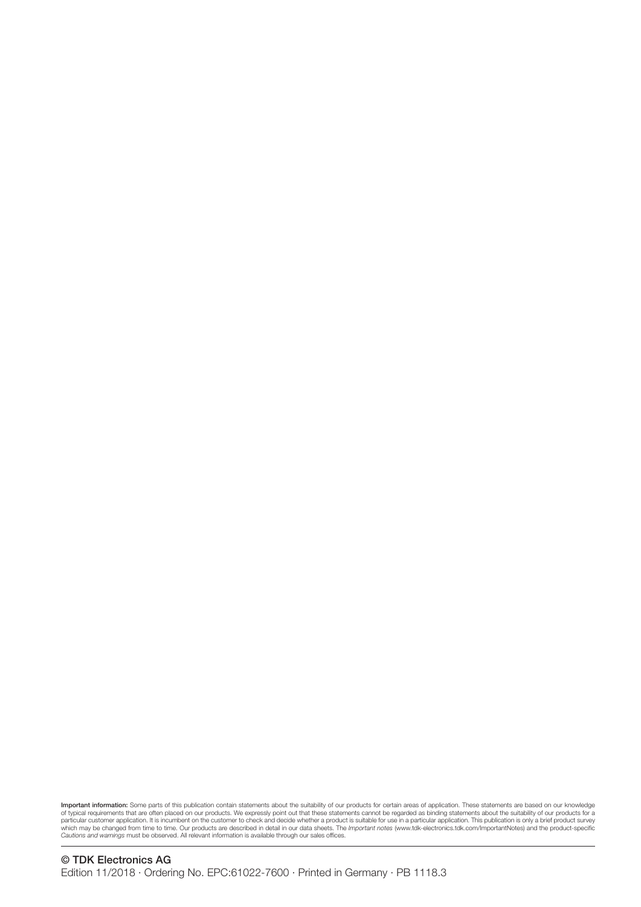**Important information:** Some parts of this publication contain statements about the suitability of our products for certain areas of application. These statements are based on our knowledge of typical requirements that are often placed on our products. We expressly point out that these statements cannot be regarded as binding statements about the suitability of our products for a particular customer application. It is incumbent on the customer to check and decide whether a product is suitable for use in a particular application. This publication is only a brief product survey which may be changed from time to time. Our products are described in detail in our data sheets. The *Important notes* (www.tdk-electronics.tdk.com/ImportantNotes) and the product-specific *Cautions and warnings* must be observed. All relevant information is available through our sales offices.

**© TDK Electronics AG**

Edition 11/2018 · Ordering No. EPC:61022-7600 · Printed in Germany · PB 1118.3